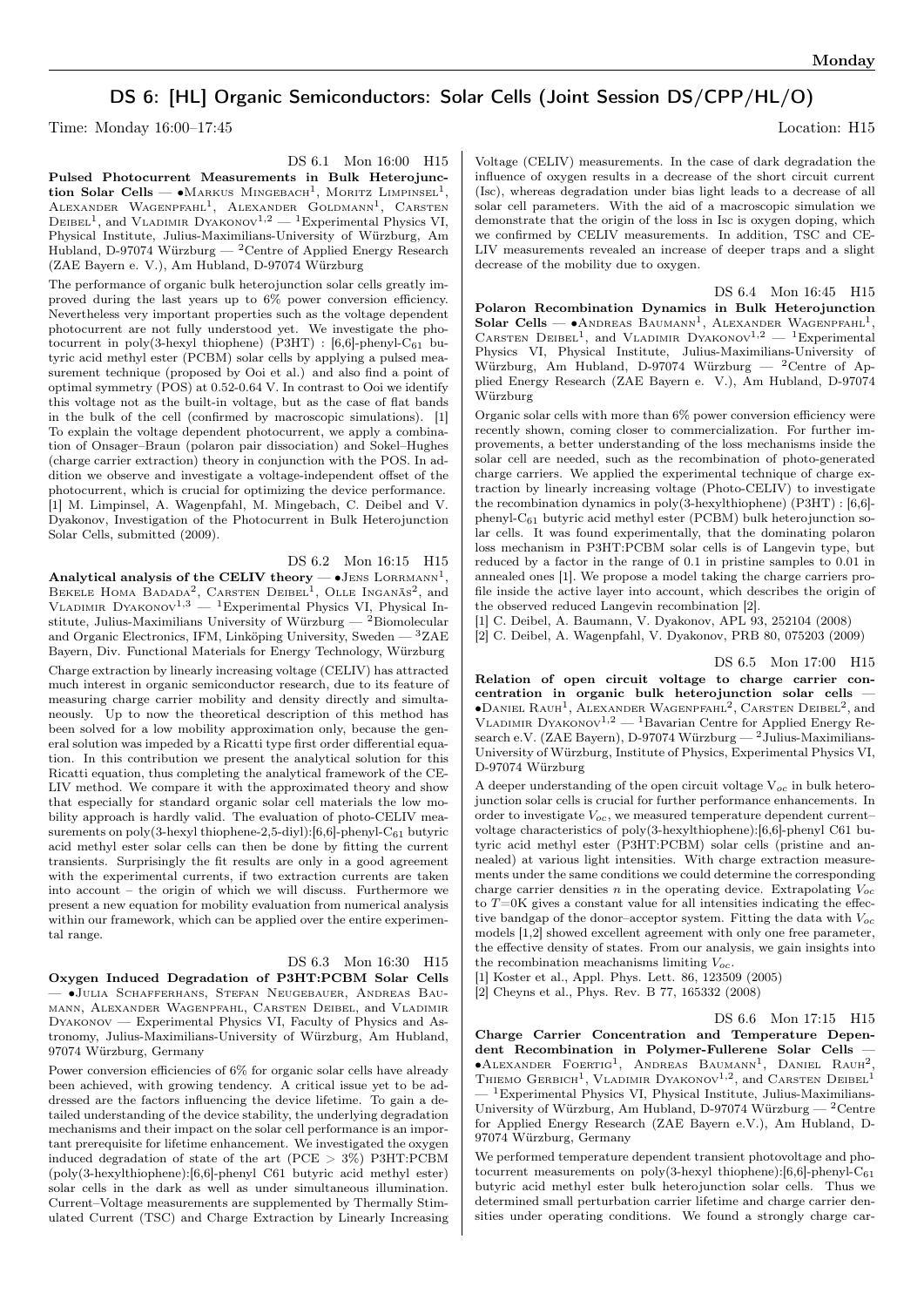# DS 6: [HL] Organic Semiconductors: Solar Cells (Joint Session DS/CPP/HL/O)

Time: Monday 16:00–17:45 Location: H15

DS 6.1 Mon 16:00 H15

**Pulsed Photocurrent Measurements in Bulk Heterojunction Solar Cells** — •Markus Mingebach[1], Moritz Limpinsel[1], Alexander Wagenpfahl[1], Alexander Goldmann[1], Carsten Deibel[1], and Vladimir Dyakonov[1,2] — [1]Experimental Physics VI, Physical Institute, Julius-Maximilians-University of Würzburg, Am Hubland, D-97074 Würzburg — [2]Centre of Applied Energy Research (ZAE Bayern e. V.), Am Hubland, D-97074 Würzburg

The performance of organic bulk heterojunction solar cells greatly improved during the last years up to 6% power conversion efficiency. Nevertheless very important properties such as the voltage dependent photocurrent are not fully understood yet. We investigate the photocurrent in poly(3-hexyl thiophene) (P3HT) : [6,6]-phenyl-$C_{61}$ butyric acid methyl ester (PCBM) solar cells by applying a pulsed measurement technique (proposed by Ooi et al.) and also find a point of optimal symmetry (POS) at 0.52-0.64 V. In contrast to Ooi we identify this voltage not as the built-in voltage, but as the case of flat bands in the bulk of the cell (confirmed by macroscopic simulations). [1] To explain the voltage dependent photocurrent, we apply a combination of Onsager–Braun (polaron pair dissociation) and Sokel–Hughes (charge carrier extraction) theory in conjunction with the POS. In addition we observe and investigate a voltage-independent offset of the photocurrent, which is crucial for optimizing the device performance.
[1] M. Limpinsel, A. Wagenpfahl, M. Mingebach, C. Deibel and V. Dyakonov, Investigation of the Photocurrent in Bulk Heterojunction Solar Cells, submitted (2009).

DS 6.2 Mon 16:15 H15

**Analytical analysis of the CELIV theory** — •Jens Lorrmann[1], Bekele Homa Badada[2], Carsten Deibel[1], Olle Inganäs[2], and Vladimir Dyakonov[1,3] — [1]Experimental Physics VI, Physical Institute, Julius-Maximilians University of Würzburg — [2]Biomolecular and Organic Electronics, IFM, Linköping University, Sweden — [3]ZAE Bayern, Div. Functional Materials for Energy Technology, Würzburg

Charge extraction by linearly increasing voltage (CELIV) has attracted much interest in organic semiconductor research, due to its feature of measuring charge carrier mobility and density directly and simultaneously. Up to now the theoretical description of this method has been solved for a low mobility approximation only, because the general solution was impeded by a Ricatti type first order differential equation. In this contribution we present the analytical solution for this Ricatti equation, thus completing the analytical framework of the CELIV method. We compare it with the approximated theory and show that especially for standard organic solar cell materials the low mobility approach is hardly valid. The evaluation of photo-CELIV measurements on poly(3-hexyl thiophene-2,5-diyl):[6,6]-phenyl-$C_{61}$ butyric acid methyl ester solar cells can then be done by fitting the current transients. Surprisingly the fit results are only in a good agreement with the experimental currents, if two extraction currents are taken into account – the origin of which we will discuss. Furthermore we present a new equation for mobility evaluation from numerical analysis within our framework, which can be applied over the entire experimental range.

DS 6.3 Mon 16:30 H15

**Oxygen Induced Degradation of P3HT:PCBM Solar Cells** — •Julia Schafferhans, Stefan Neugebauer, Andreas Baumann, Alexander Wagenpfahl, Carsten Deibel, and Vladimir Dyakonov — Experimental Physics VI, Faculty of Physics and Astronomy, Julius-Maximilians-University of Würzburg, Am Hubland, 97074 Würzburg, Germany

Power conversion efficiencies of 6% for organic solar cells have already been achieved, with growing tendency. A critical issue yet to be addressed are the factors influencing the device lifetime. To gain a detailed understanding of the device stability, the underlying degradation mechanisms and their impact on the solar cell performance is an important prerequisite for lifetime enhancement. We investigated the oxygen induced degradation of state of the art (PCE > 3%) P3HT:PCBM (poly(3-hexylthiophene):[6,6]-phenyl C61 butyric acid methyl ester) solar cells in the dark as well as under simultaneous illumination. Current–Voltage measurements are supplemented by Thermally Stimulated Current (TSC) and Charge Extraction by Linearly Increasing Voltage (CELIV) measurements. In the case of dark degradation the influence of oxygen results in a decrease of the short circuit current (Isc), whereas degradation under bias light leads to a decrease of all solar cell parameters. With the aid of a macroscopic simulation we demonstrate that the origin of the loss in Isc is oxygen doping, which we confirmed by CELIV measurements. In addition, TSC and CELIV measurements revealed an increase of deeper traps and a slight decrease of the mobility due to oxygen.

DS 6.4 Mon 16:45 H15

**Polaron Recombination Dynamics in Bulk Heterojunction Solar Cells** — •Andreas Baumann[1], Alexander Wagenpfahl[1], Carsten Deibel[1], and Vladimir Dyakonov[1,2] — [1]Experimental Physics VI, Physical Institute, Julius-Maximilians-University of Würzburg, Am Hubland, D-97074 Würzburg — [2]Centre of Applied Energy Research (ZAE Bayern e. V.), Am Hubland, D-97074 Würzburg

Organic solar cells with more than 6% power conversion efficiency were recently shown, coming closer to commercialization. For further improvements, a better understanding of the loss mechanisms inside the solar cell are needed, such as the recombination of photo-generated charge carriers. We applied the experimental technique of charge extraction by linearly increasing voltage (Photo-CELIV) to investigate the recombination dynamics in poly(3-hexylthiophene) (P3HT) : [6,6]-phenyl-$C_{61}$ butyric acid methyl ester (PCBM) bulk heterojunction solar cells. It was found experimentally, that the dominating polaron loss mechanism in P3HT:PCBM solar cells is of Langevin type, but reduced by a factor in the range of 0.1 in pristine samples to 0.01 in annealed ones [1]. We propose a model taking the charge carriers profile inside the active layer into account, which describes the origin of the observed reduced Langevin recombination [2].
[1] C. Deibel, A. Baumann, V. Dyakonov, APL 93, 252104 (2008)
[2] C. Deibel, A. Wagenpfahl, V. Dyakonov, PRB 80, 075203 (2009)

DS 6.5 Mon 17:00 H15

**Relation of open circuit voltage to charge carrier concentration in organic bulk heterojunction solar cells** — •Daniel Rauh[1], Alexander Wagenpfahl[2], Carsten Deibel[2], and Vladimir Dyakonov[1,2] — [1]Bavarian Centre for Applied Energy Research e.V. (ZAE Bayern), D-97074 Würzburg — [2]Julius-Maximilians-University of Würzburg, Institute of Physics, Experimental Physics VI, D-97074 Würzburg

A deeper understanding of the open circuit voltage $V_{oc}$ in bulk heterojunction solar cells is crucial for further performance enhancements. In order to investigate $V_{oc}$, we measured temperature dependent current–voltage characteristics of poly(3-hexylthiophene):[6,6]-phenyl C61 butyric acid methyl ester (P3HT:PCBM) solar cells (pristine and annealed) at various light intensities. With charge extraction measurements under the same conditions we could determine the corresponding charge carrier densities $n$ in the operating device. Extrapolating $V_{oc}$ to $T$=0K gives a constant value for all intensities indicating the effective bandgap of the donor–acceptor system. Fitting the data with $V_{oc}$ models [1,2] showed excellent agreement with only one free parameter, the effective density of states. From our analysis, we gain insights into the recombination meachanisms limiting $V_{oc}$.
[1] Koster et al., Appl. Phys. Lett. 86, 123509 (2005)
[2] Cheyns et al., Phys. Rev. B 77, 165332 (2008)

DS 6.6 Mon 17:15 H15

**Charge Carrier Concentration and Temperature Dependent Recombination in Polymer-Fullerene Solar Cells** — •Alexander Foertig[1], Andreas Baumann[1], Daniel Rauh[2], Thiemo Gerbich[1], Vladimir Dyakonov[1,2], and Carsten Deibel[1] — [1]Experimental Physics VI, Physical Institute, Julius-Maximilians-University of Würzburg, Am Hubland, D-97074 Würzburg — [2]Centre for Applied Energy Research (ZAE Bayern e.V.), Am Hubland, D-97074 Würzburg, Germany

We performed temperature dependent transient photovoltage and photocurrent measurements on poly(3-hexyl thiophene):[6,6]-phenyl-$C_{61}$ butyric acid methyl ester bulk heterojunction solar cells. Thus we determined small perturbation carrier lifetime and charge carrier densities under operating conditions. We found a strongly charge car-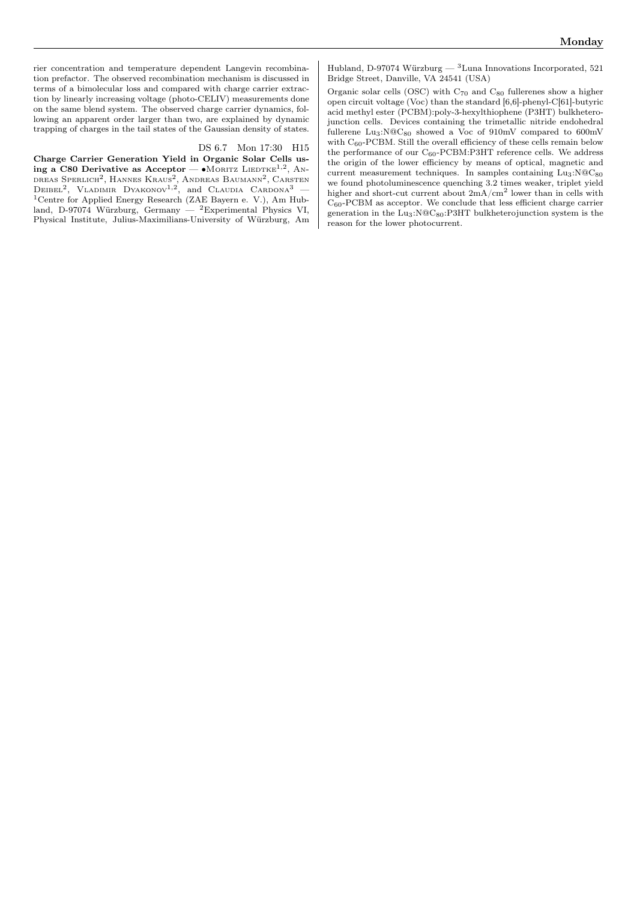rier concentration and temperature dependent Langevin recombination prefactor. The observed recombination mechanism is discussed in terms of a bimolecular loss and compared with charge carrier extraction by linearly increasing voltage (photo-CELIV) measurements done on the same blend system. The observed charge carrier dynamics, following an apparent order larger than two, are explained by dynamic trapping of charges in the tail states of the Gaussian density of states.

DS 6.7 Mon 17:30 H15

**Charge Carrier Generation Yield in Organic Solar Cells using a C80 Derivative as Acceptor** — •Moritz Liedtke[1,2], Andreas Sperlich[2], Hannes Kraus[2], Andreas Baumann[2], Carsten Deibel[2], Vladimir Dyakonov[1,2], and Claudia Cardona[3] — [1]Centre for Applied Energy Research (ZAE Bayern e. V.), Am Hubland, D-97074 Würzburg, Germany — [2]Experimental Physics VI, Physical Institute, Julius-Maximilians-University of Würzburg, Am Hubland, D-97074 Würzburg — [3]Luna Innovations Incorporated, 521 Bridge Street, Danville, VA 24541 (USA)

Organic solar cells (OSC) with $C_{70}$ and $C_{80}$ fullerenes show a higher open circuit voltage (Voc) than the standard [6,6]-phenyl-C[61]-butyric acid methyl ester (PCBM):poly-3-hexylthiophene (P3HT) bulkheterojunction cells. Devices containing the trimetallic nitride endohedral fullerene $Lu_3$:N@$C_{80}$ showed a Voc of 910mV compared to 600mV with $C_{60}$-PCBM. Still the overall efficiency of these cells remain below the performance of our $C_{60}$-PCBM:P3HT reference cells. We address the origin of the lower efficiency by means of optical, magnetic and current measurement techniques. In samples containing $Lu_3$:N@$C_{80}$ we found photoluminescence quenching 3.2 times weaker, triplet yield higher and short-cut current about $2mA/cm^2$ lower than in cells with $C_{60}$-PCBM as acceptor. We conclude that less efficient charge carrier generation in the $Lu_3$:N@$C_{80}$:P3HT bulkheterojunction system is the reason for the lower photocurrent.